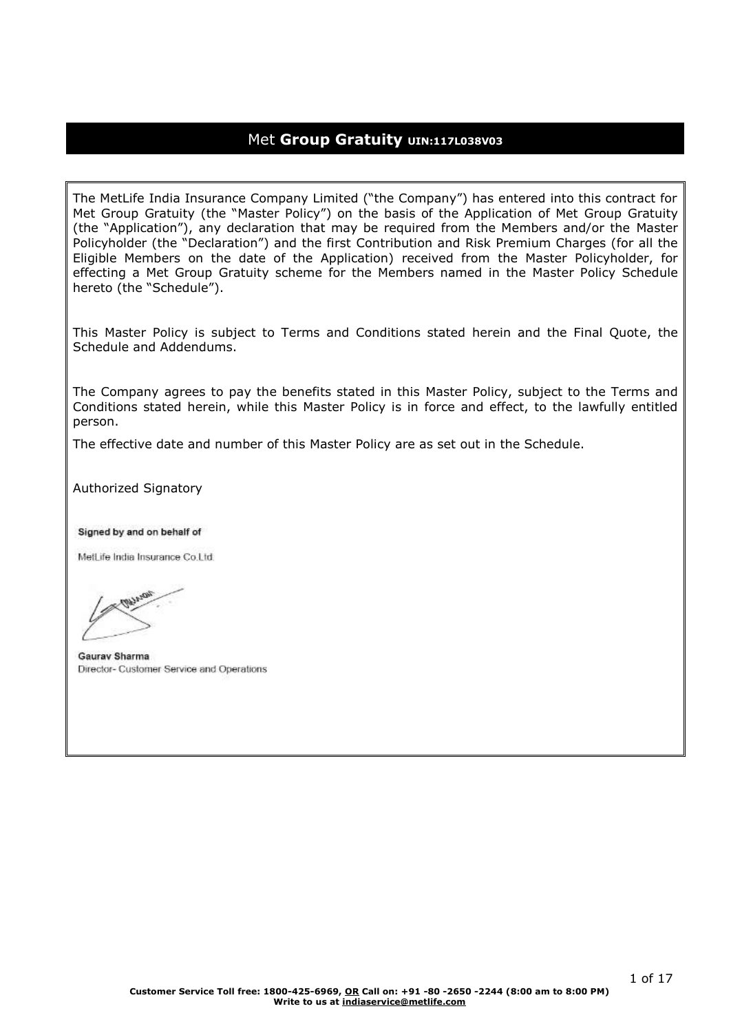# Met **Group Gratuity** UIN:117L038V03

The MetLife India Insurance Company Limited ("the Company") has entered into this contract for Met Group Gratuity (the "Master Policy") on the basis of the Application of Met Group Gratuity (the "Application"), any declaration that may be required from the Members and/or the Master Policyholder (the "Declaration") and the first Contribution and Risk Premium Charges (for all the Eligible Members on the date of the Application) received from the Master Policyholder, for effecting a Met Group Gratuity scheme for the Members named in the Master Policy Schedule hereto (the "Schedule").

This Master Policy is subject to Terms and Conditions stated herein and the Final Quote, the Schedule and Addendums.

The Company agrees to pay the benefits stated in this Master Policy, subject to the Terms and Conditions stated herein, while this Master Policy is in force and effect, to the lawfully entitled person.

The effective date and number of this Master Policy are as set out in the Schedule.

Authorized Signatory

Signed by and on behalf of

MetLife India Insurance Co.Ltd.

**Gaurav Sharma**
Director- Customer Service and Operations

**Customer Service Toll free: 1800-425-6969, OR Call on: +91 -80 -2650 -2244 (8:00 am to 8:00 PM)**
**Write to us at indiaservice@metlife.com**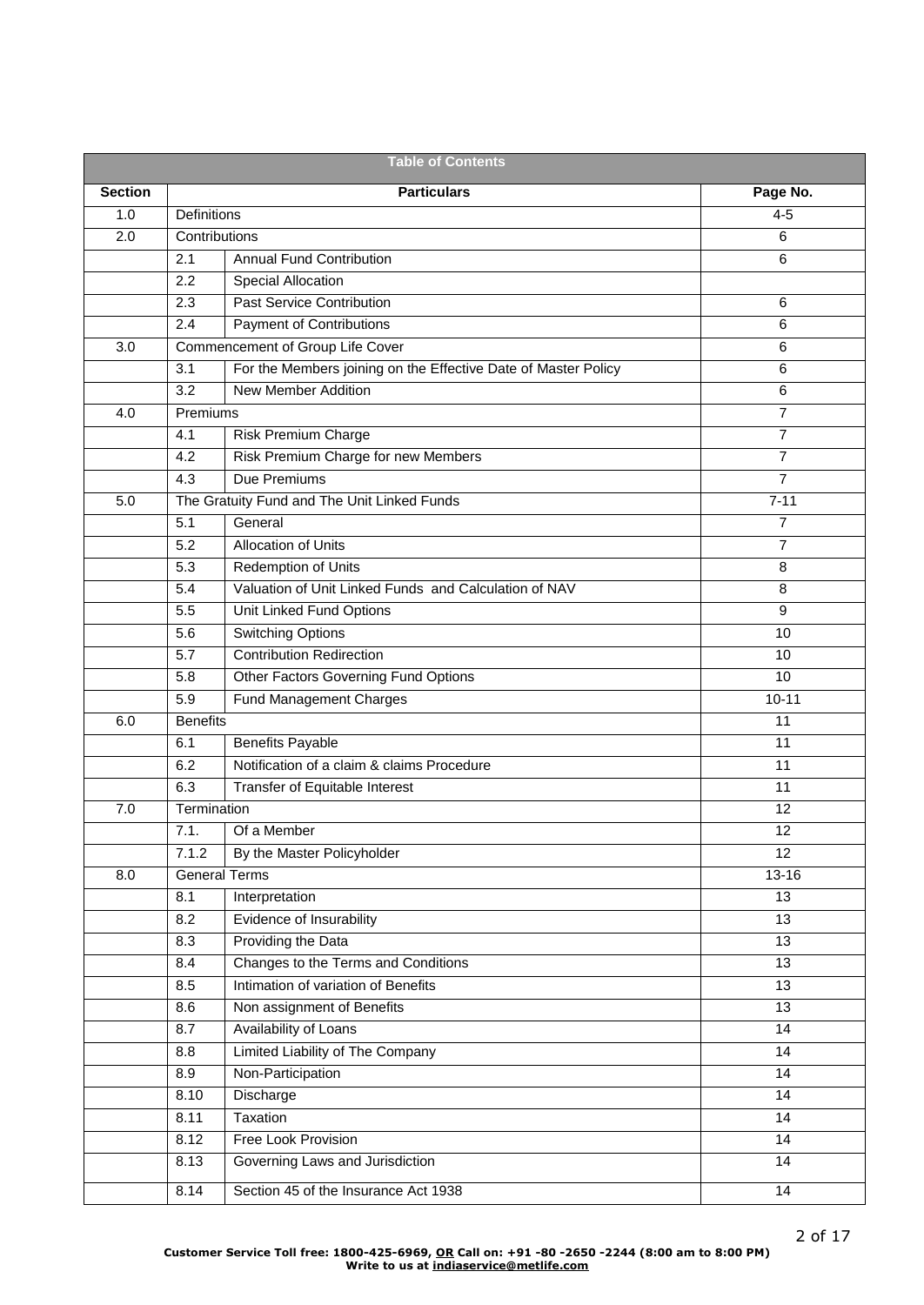| Table of Contents | | | |
|---|---|---|---|
| **Section** | **Particulars** | | **Page No.** |
| 1.0 | Definitions | | 4-5 |
| 2.0 | Contributions | | 6 |
| | 2.1 | Annual Fund Contribution | 6 |
| | 2.2 | Special Allocation | |
| | 2.3 | Past Service Contribution | 6 |
| | 2.4 | Payment of Contributions | 6 |
| 3.0 | Commencement of Group Life Cover | | 6 |
| | 3.1 | For the Members joining on the Effective Date of Master Policy | 6 |
| | 3.2 | New Member Addition | 6 |
| 4.0 | Premiums | | 7 |
| | 4.1 | Risk Premium Charge | 7 |
| | 4.2 | Risk Premium Charge for new Members | 7 |
| | 4.3 | Due Premiums | 7 |
| 5.0 | The Gratuity Fund and The Unit Linked Funds | | 7-11 |
| | 5.1 | General | 7 |
| | 5.2 | Allocation of Units | 7 |
| | 5.3 | Redemption of Units | 8 |
| | 5.4 | Valuation of Unit Linked Funds and Calculation of NAV | 8 |
| | 5.5 | Unit Linked Fund Options | 9 |
| | 5.6 | Switching Options | 10 |
| | 5.7 | Contribution Redirection | 10 |
| | 5.8 | Other Factors Governing Fund Options | 10 |
| | 5.9 | Fund Management Charges | 10-11 |
| 6.0 | Benefits | | 11 |
| | 6.1 | Benefits Payable | 11 |
| | 6.2 | Notification of a claim & claims Procedure | 11 |
| | 6.3 | Transfer of Equitable Interest | 11 |
| 7.0 | Termination | | 12 |
| | 7.1. | Of a Member | 12 |
| | 7.1.2 | By the Master Policyholder | 12 |
| 8.0 | General Terms | | 13-16 |
| | 8.1 | Interpretation | 13 |
| | 8.2 | Evidence of Insurability | 13 |
| | 8.3 | Providing the Data | 13 |
| | 8.4 | Changes to the Terms and Conditions | 13 |
| | 8.5 | Intimation of variation of Benefits | 13 |
| | 8.6 | Non assignment of Benefits | 13 |
| | 8.7 | Availability of Loans | 14 |
| | 8.8 | Limited Liability of The Company | 14 |
| | 8.9 | Non-Participation | 14 |
| | 8.10 | Discharge | 14 |
| | 8.11 | Taxation | 14 |
| | 8.12 | Free Look Provision | 14 |
| | 8.13 | Governing Laws and Jurisdiction | 14 |
| | 8.14 | Section 45 of the Insurance Act 1938 | 14 |

**Customer Service Toll free: 1800-425-6969, OR Call on: +91 -80 -2650 -2244 (8:00 am to 8:00 PM)**
**Write to us at indiaservice@metlife.com**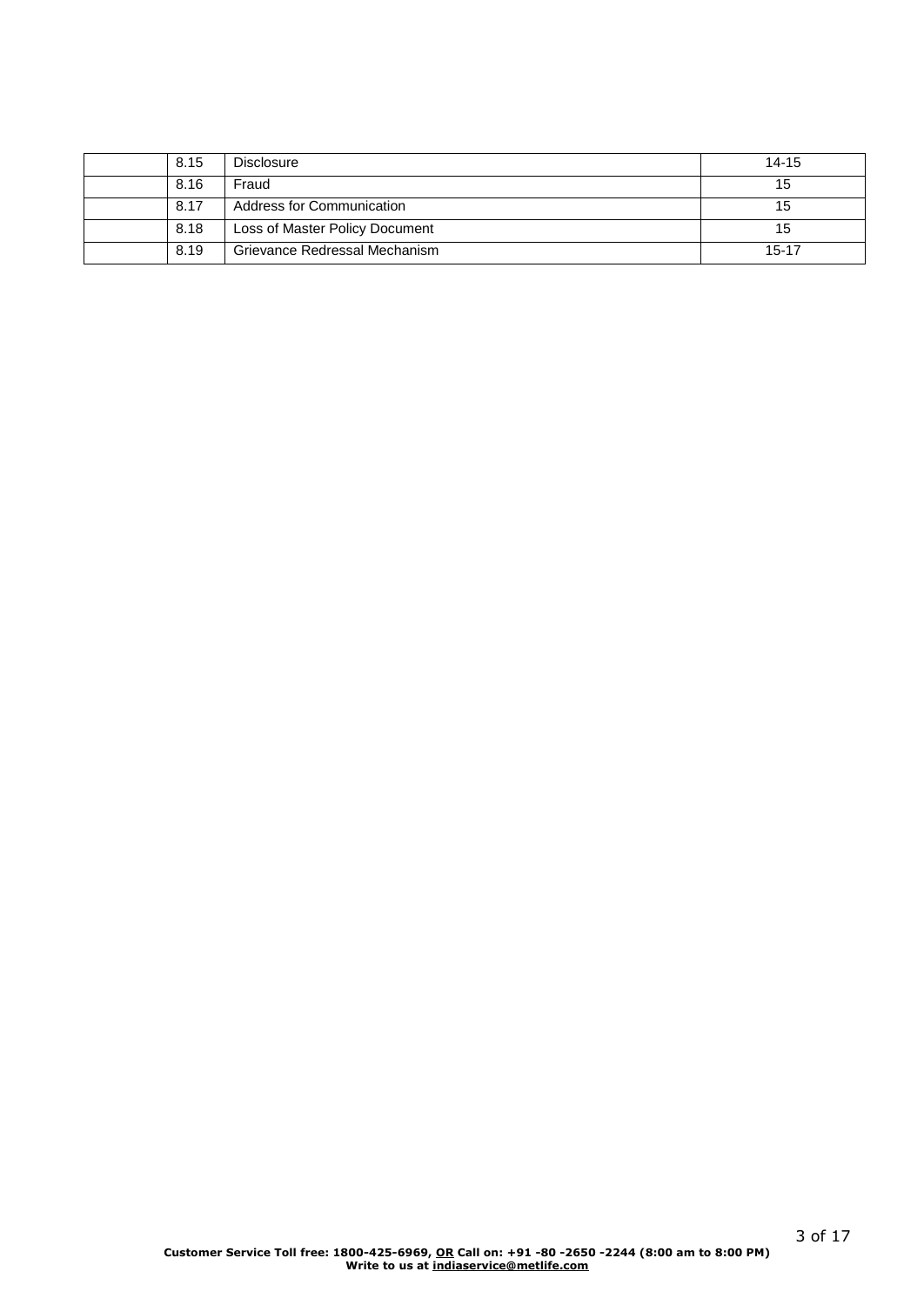| | | | |
|---|---|---|---|
| | 8.15 | Disclosure | 14-15 |
| | 8.16 | Fraud | 15 |
| | 8.17 | Address for Communication | 15 |
| | 8.18 | Loss of Master Policy Document | 15 |
| | 8.19 | Grievance Redressal Mechanism | 15-17 |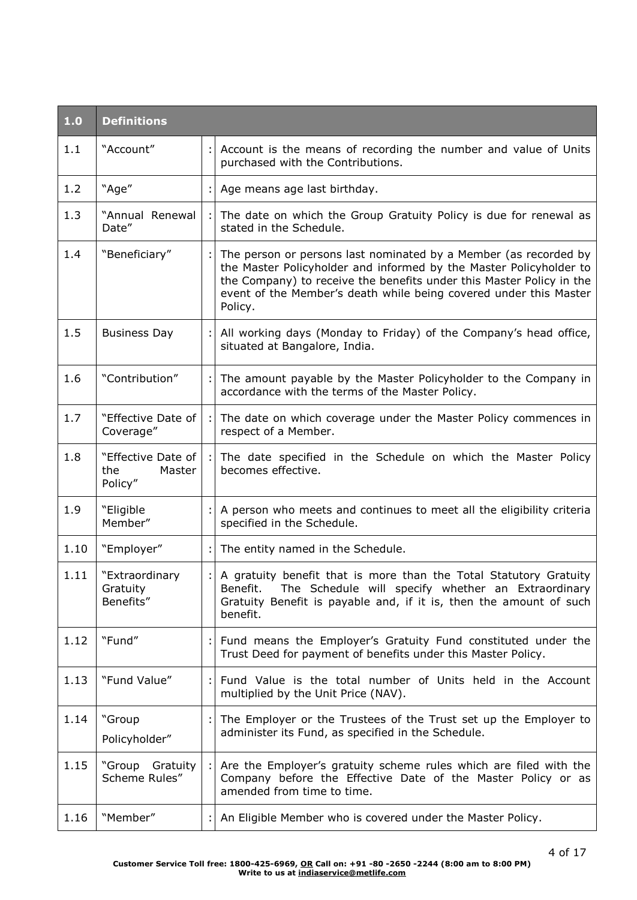| 1.0 | Definitions | | |
|---|---|---|---|
| 1.1 | "Account" | : | Account is the means of recording the number and value of Units purchased with the Contributions. |
| 1.2 | "Age" | : | Age means age last birthday. |
| 1.3 | "Annual Renewal Date" | : | The date on which the Group Gratuity Policy is due for renewal as stated in the Schedule. |
| 1.4 | "Beneficiary" | : | The person or persons last nominated by a Member (as recorded by the Master Policyholder and informed by the Master Policyholder to the Company) to receive the benefits under this Master Policy in the event of the Member's death while being covered under this Master Policy. |
| 1.5 | Business Day | : | All working days (Monday to Friday) of the Company's head office, situated at Bangalore, India. |
| 1.6 | "Contribution" | : | The amount payable by the Master Policyholder to the Company in accordance with the terms of the Master Policy. |
| 1.7 | "Effective Date of Coverage" | : | The date on which coverage under the Master Policy commences in respect of a Member. |
| 1.8 | "Effective Date of the Master Policy" | : | The date specified in the Schedule on which the Master Policy becomes effective. |
| 1.9 | "Eligible Member" | : | A person who meets and continues to meet all the eligibility criteria specified in the Schedule. |
| 1.10 | "Employer" | : | The entity named in the Schedule. |
| 1.11 | "Extraordinary Gratuity Benefits" | : | A gratuity benefit that is more than the Total Statutory Gratuity Benefit. The Schedule will specify whether an Extraordinary Gratuity Benefit is payable and, if it is, then the amount of such benefit. |
| 1.12 | "Fund" | : | Fund means the Employer's Gratuity Fund constituted under the Trust Deed for payment of benefits under this Master Policy. |
| 1.13 | "Fund Value" | : | Fund Value is the total number of Units held in the Account multiplied by the Unit Price (NAV). |
| 1.14 | "Group Policyholder" | : | The Employer or the Trustees of the Trust set up the Employer to administer its Fund, as specified in the Schedule. |
| 1.15 | "Group Gratuity Scheme Rules" | : | Are the Employer's gratuity scheme rules which are filed with the Company before the Effective Date of the Master Policy or as amended from time to time. |
| 1.16 | "Member" | : | An Eligible Member who is covered under the Master Policy. |

**Customer Service Toll free: 1800-425-6969, OR Call on: +91 -80 -2650 -2244 (8:00 am to 8:00 PM)**
**Write to us at indiaservice@metlife.com**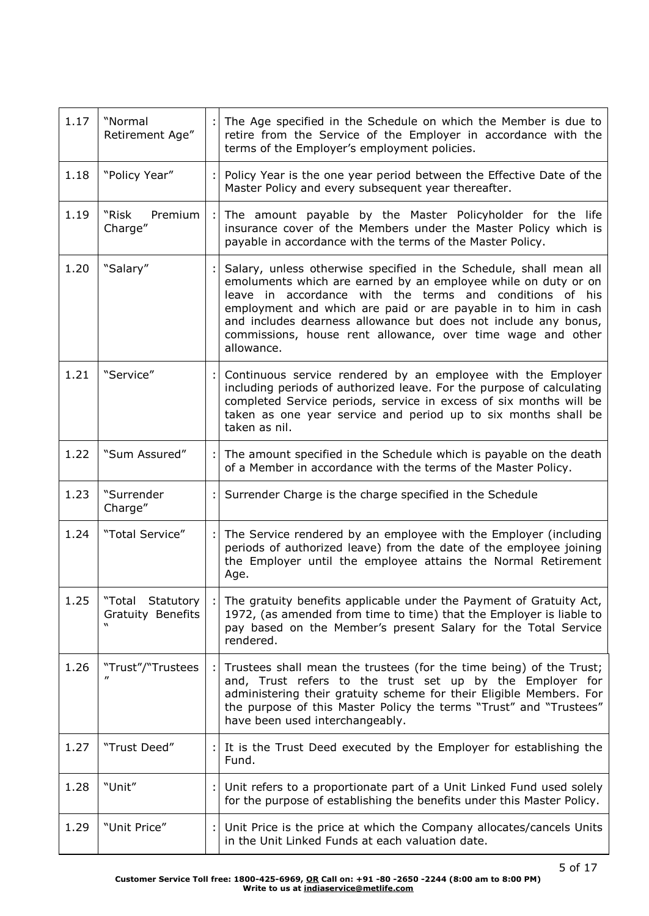| 1.17 | "Normal Retirement Age" | : | The Age specified in the Schedule on which the Member is due to retire from the Service of the Employer in accordance with the terms of the Employer's employment policies. |
|---|---|---|---|
| 1.18 | "Policy Year" | : | Policy Year is the one year period between the Effective Date of the Master Policy and every subsequent year thereafter. |
| 1.19 | "Risk Premium Charge" | : | The amount payable by the Master Policyholder for the life insurance cover of the Members under the Master Policy which is payable in accordance with the terms of the Master Policy. |
| 1.20 | "Salary" | : | Salary, unless otherwise specified in the Schedule, shall mean all emoluments which are earned by an employee while on duty or on leave in accordance with the terms and conditions of his employment and which are paid or are payable in to him in cash and includes dearness allowance but does not include any bonus, commissions, house rent allowance, over time wage and other allowance. |
| 1.21 | "Service" | : | Continuous service rendered by an employee with the Employer including periods of authorized leave. For the purpose of calculating completed Service periods, service in excess of six months will be taken as one year service and period up to six months shall be taken as nil. |
| 1.22 | "Sum Assured" | : | The amount specified in the Schedule which is payable on the death of a Member in accordance with the terms of the Master Policy. |
| 1.23 | "Surrender Charge" | : | Surrender Charge is the charge specified in the Schedule |
| 1.24 | "Total Service" | : | The Service rendered by an employee with the Employer (including periods of authorized leave) from the date of the employee joining the Employer until the employee attains the Normal Retirement Age. |
| 1.25 | "Total Statutory Gratuity Benefits" | : | The gratuity benefits applicable under the Payment of Gratuity Act, 1972, (as amended from time to time) that the Employer is liable to pay based on the Member's present Salary for the Total Service rendered. |
| 1.26 | "Trust"/"Trustees" | : | Trustees shall mean the trustees (for the time being) of the Trust; and, Trust refers to the trust set up by the Employer for administering their gratuity scheme for their Eligible Members. For the purpose of this Master Policy the terms "Trust" and "Trustees" have been used interchangeably. |
| 1.27 | "Trust Deed" | : | It is the Trust Deed executed by the Employer for establishing the Fund. |
| 1.28 | "Unit" | : | Unit refers to a proportionate part of a Unit Linked Fund used solely for the purpose of establishing the benefits under this Master Policy. |
| 1.29 | "Unit Price" | : | Unit Price is the price at which the Company allocates/cancels Units in the Unit Linked Funds at each valuation date. |

**Customer Service Toll free: 1800-425-6969, OR Call on: +91 -80 -2650 -2244 (8:00 am to 8:00 PM)**
**Write to us at indiaservice@metlife.com**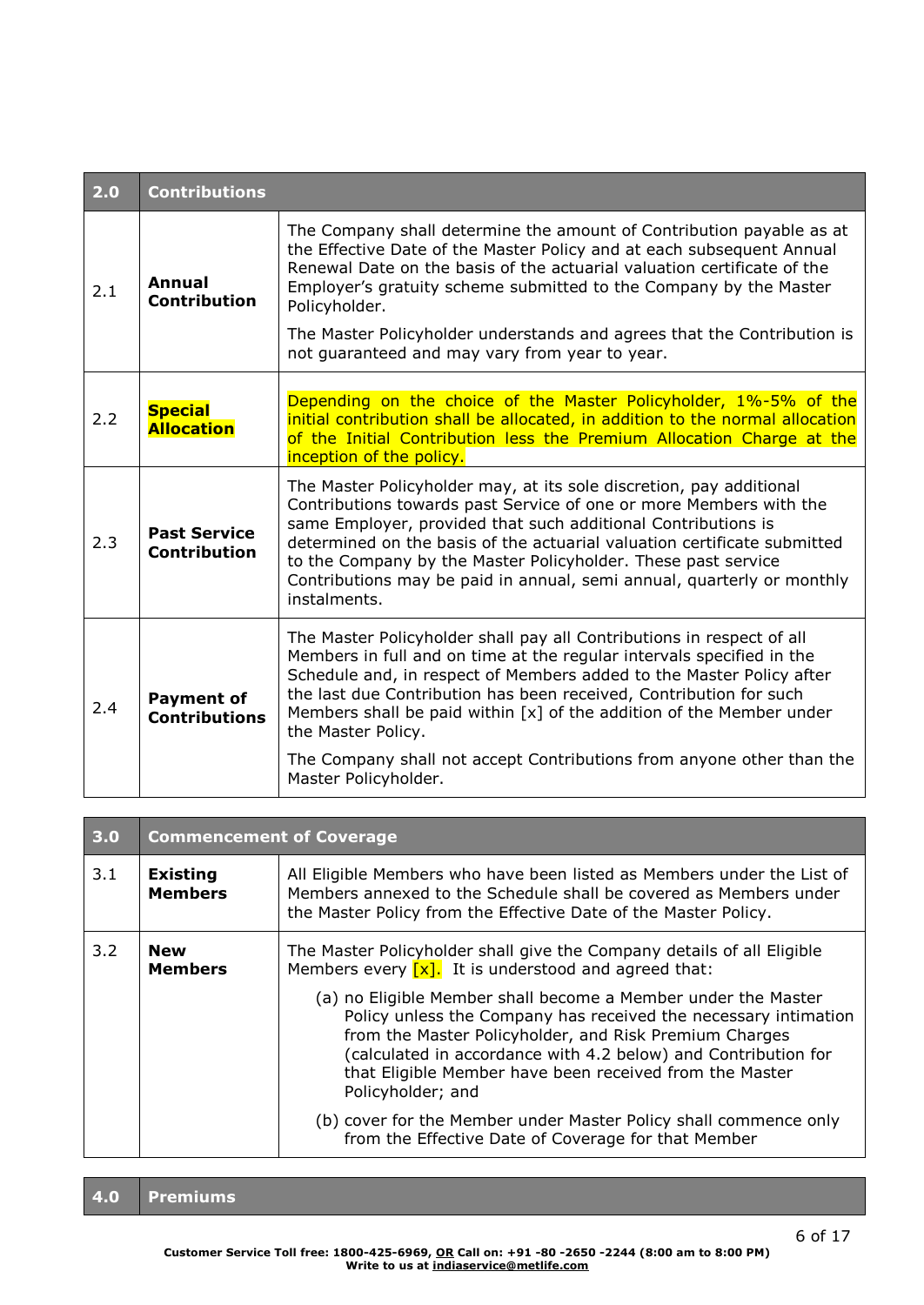| 2.0 | Contributions | |
|---|---|---|
| 2.1 | **Annual Contribution** | The Company shall determine the amount of Contribution payable as at the Effective Date of the Master Policy and at each subsequent Annual Renewal Date on the basis of the actuarial valuation certificate of the Employer's gratuity scheme submitted to the Company by the Master Policyholder.<br><br>The Master Policyholder understands and agrees that the Contribution is not guaranteed and may vary from year to year. |
| 2.2 | **Special Allocation** | Depending on the choice of the Master Policyholder, 1%-5% of the initial contribution shall be allocated, in addition to the normal allocation of the Initial Contribution less the Premium Allocation Charge at the inception of the policy. |
| 2.3 | **Past Service Contribution** | The Master Policyholder may, at its sole discretion, pay additional Contributions towards past Service of one or more Members with the same Employer, provided that such additional Contributions is determined on the basis of the actuarial valuation certificate submitted to the Company by the Master Policyholder. These past service Contributions may be paid in annual, semi annual, quarterly or monthly instalments. |
| 2.4 | **Payment of Contributions** | The Master Policyholder shall pay all Contributions in respect of all Members in full and on time at the regular intervals specified in the Schedule and, in respect of Members added to the Master Policy after the last due Contribution has been received, Contribution for such Members shall be paid within [x] of the addition of the Member under the Master Policy.<br><br>The Company shall not accept Contributions from anyone other than the Master Policyholder. |

| 3.0 | Commencement of Coverage | |
|---|---|---|
| 3.1 | **Existing Members** | All Eligible Members who have been listed as Members under the List of Members annexed to the Schedule shall be covered as Members under the Master Policy from the Effective Date of the Master Policy. |
| 3.2 | **New Members** | The Master Policyholder shall give the Company details of all Eligible Members every [x]. It is understood and agreed that:<br><br>(a) no Eligible Member shall become a Member under the Master Policy unless the Company has received the necessary intimation from the Master Policyholder, and Risk Premium Charges (calculated in accordance with 4.2 below) and Contribution for that Eligible Member have been received from the Master Policyholder; and<br><br>(b) cover for the Member under Master Policy shall commence only from the Effective Date of Coverage for that Member |

| 4.0 | Premiums |
|---|---|

Customer Service Toll free: 1800-425-6969, OR Call on: +91 -80 -2650 -2244 (8:00 am to 8:00 PM)
Write to us at indiaservice@metlife.com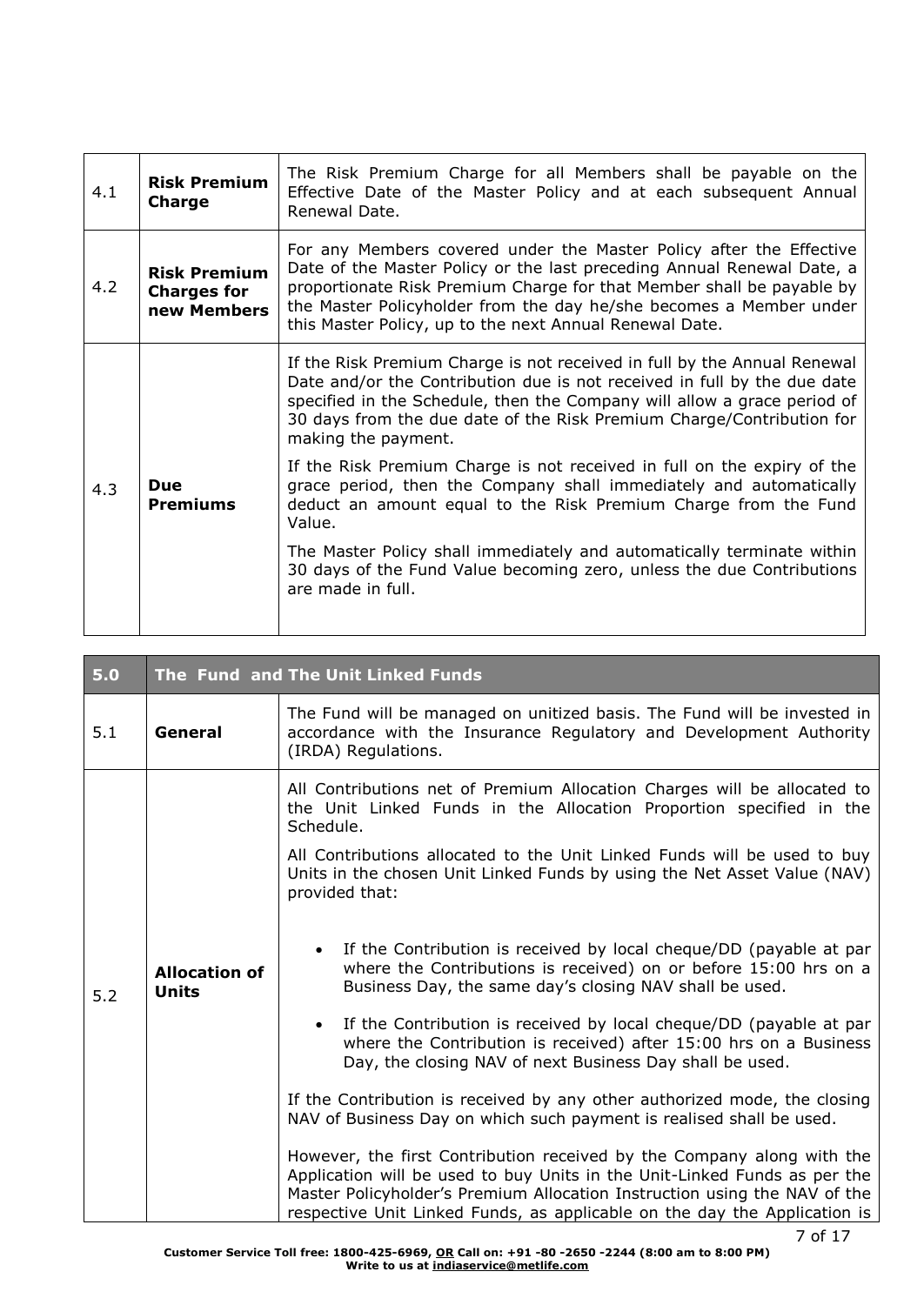| 4.1 | **Risk Premium Charge** | The Risk Premium Charge for all Members shall be payable on the Effective Date of the Master Policy and at each subsequent Annual Renewal Date. |
|---|---|---|
| 4.2 | **Risk Premium Charges for new Members** | For any Members covered under the Master Policy after the Effective Date of the Master Policy or the last preceding Annual Renewal Date, a proportionate Risk Premium Charge for that Member shall be payable by the Master Policyholder from the day he/she becomes a Member under this Master Policy, up to the next Annual Renewal Date. |
| 4.3 | **Due Premiums** | If the Risk Premium Charge is not received in full by the Annual Renewal Date and/or the Contribution due is not received in full by the due date specified in the Schedule, then the Company will allow a grace period of 30 days from the due date of the Risk Premium Charge/Contribution for making the payment.<br><br>If the Risk Premium Charge is not received in full on the expiry of the grace period, then the Company shall immediately and automatically deduct an amount equal to the Risk Premium Charge from the Fund Value.<br><br>The Master Policy shall immediately and automatically terminate within 30 days of the Fund Value becoming zero, unless the due Contributions are made in full. |

| **5.0** | **The Fund and The Unit Linked Funds** | |
|---|---|---|
| 5.1 | **General** | The Fund will be managed on unitized basis. The Fund will be invested in accordance with the Insurance Regulatory and Development Authority (IRDA) Regulations. |
| 5.2 | **Allocation of Units** | All Contributions net of Premium Allocation Charges will be allocated to the Unit Linked Funds in the Allocation Proportion specified in the Schedule.<br><br>All Contributions allocated to the Unit Linked Funds will be used to buy Units in the chosen Unit Linked Funds by using the Net Asset Value (NAV) provided that:<br><br>• If the Contribution is received by local cheque/DD (payable at par where the Contributions is received) on or before 15:00 hrs on a Business Day, the same day's closing NAV shall be used.<br><br>• If the Contribution is received by local cheque/DD (payable at par where the Contribution is received) after 15:00 hrs on a Business Day, the closing NAV of next Business Day shall be used.<br><br>If the Contribution is received by any other authorized mode, the closing NAV of Business Day on which such payment is realised shall be used.<br><br>However, the first Contribution received by the Company along with the Application will be used to buy Units in the Unit-Linked Funds as per the Master Policyholder's Premium Allocation Instruction using the NAV of the respective Unit Linked Funds, as applicable on the day the Application is |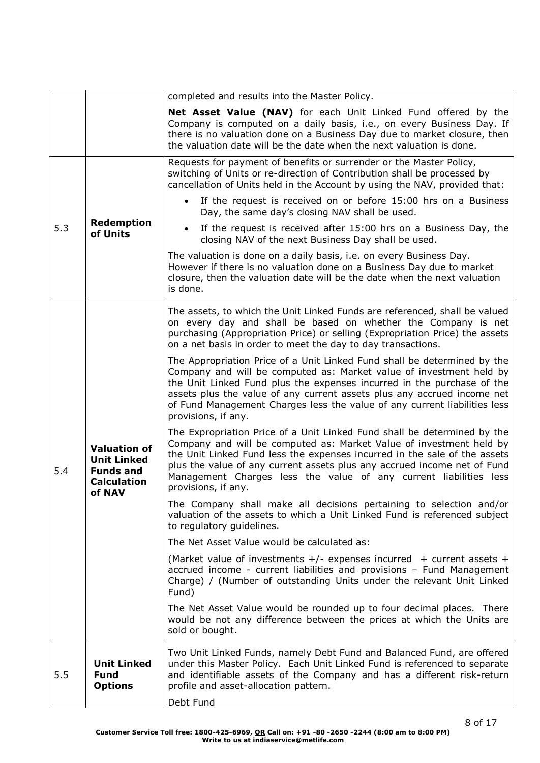| | | |
|---|---|---|
| | | completed and results into the Master Policy.<br><br>**Net Asset Value (NAV)** for each Unit Linked Fund offered by the Company is computed on a daily basis, i.e., on every Business Day. If there is no valuation done on a Business Day due to market closure, then the valuation date will be the date when the next valuation is done. |
| 5.3 | **Redemption of Units** | Requests for payment of benefits or surrender or the Master Policy, switching of Units or re-direction of Contribution shall be processed by cancellation of Units held in the Account by using the NAV, provided that:<br><br>• If the request is received on or before 15:00 hrs on a Business Day, the same day's closing NAV shall be used.<br>• If the request is received after 15:00 hrs on a Business Day, the closing NAV of the next Business Day shall be used.<br><br>The valuation is done on a daily basis, i.e. on every Business Day. However if there is no valuation done on a Business Day due to market closure, then the valuation date will be the date when the next valuation is done. |
| 5.4 | **Valuation of Unit Linked Funds and Calculation of NAV** | The assets, to which the Unit Linked Funds are referenced, shall be valued on every day and shall be based on whether the Company is net purchasing (Appropriation Price) or selling (Expropriation Price) the assets on a net basis in order to meet the day to day transactions.<br><br>The Appropriation Price of a Unit Linked Fund shall be determined by the Company and will be computed as: Market value of investment held by the Unit Linked Fund plus the expenses incurred in the purchase of the assets plus the value of any current assets plus any accrued income net of Fund Management Charges less the value of any current liabilities less provisions, if any.<br><br>The Expropriation Price of a Unit Linked Fund shall be determined by the Company and will be computed as: Market Value of investment held by the Unit Linked Fund less the expenses incurred in the sale of the assets plus the value of any current assets plus any accrued income net of Fund Management Charges less the value of any current liabilities less provisions, if any.<br><br>The Company shall make all decisions pertaining to selection and/or valuation of the assets to which a Unit Linked Fund is referenced subject to regulatory guidelines.<br><br>The Net Asset Value would be calculated as:<br><br>(Market value of investments +/- expenses incurred + current assets + accrued income - current liabilities and provisions – Fund Management Charge) / (Number of outstanding Units under the relevant Unit Linked Fund)<br><br>The Net Asset Value would be rounded up to four decimal places. There would be not any difference between the prices at which the Units are sold or bought. |
| 5.5 | **Unit Linked Fund Options** | Two Unit Linked Funds, namely Debt Fund and Balanced Fund, are offered under this Master Policy. Each Unit Linked Fund is referenced to separate and identifiable assets of the Company and has a different risk-return profile and asset-allocation pattern.<br><br>Debt Fund |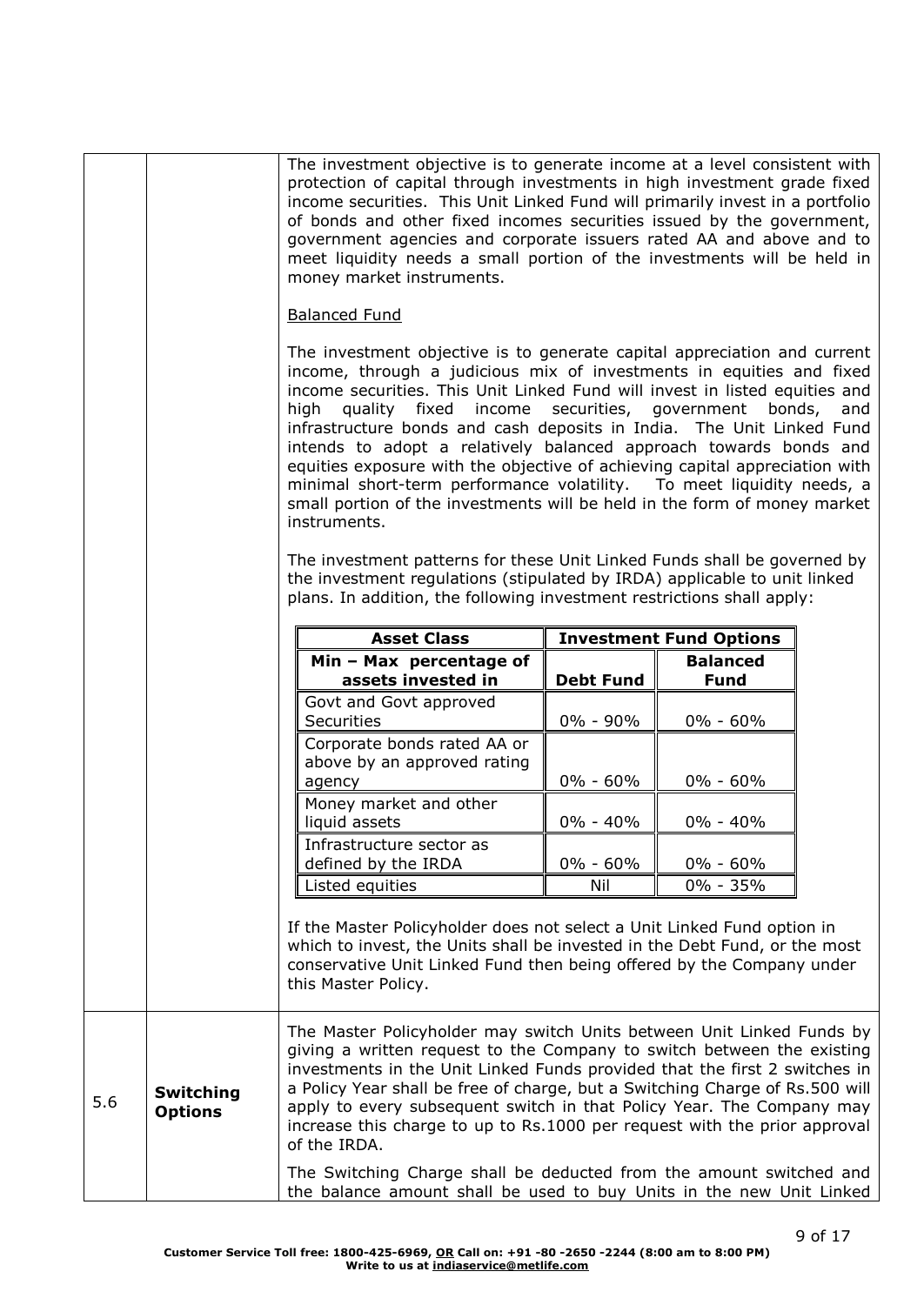The investment objective is to generate income at a level consistent with protection of capital through investments in high investment grade fixed income securities. This Unit Linked Fund will primarily invest in a portfolio of bonds and other fixed incomes securities issued by the government, government agencies and corporate issuers rated AA and above and to meet liquidity needs a small portion of the investments will be held in money market instruments.

<u>Balanced Fund</u>

The investment objective is to generate capital appreciation and current income, through a judicious mix of investments in equities and fixed income securities. This Unit Linked Fund will invest in listed equities and high quality fixed income securities, government bonds, and infrastructure bonds and cash deposits in India. The Unit Linked Fund intends to adopt a relatively balanced approach towards bonds and equities exposure with the objective of achieving capital appreciation with minimal short-term performance volatility. To meet liquidity needs, a small portion of the investments will be held in the form of money market instruments.

The investment patterns for these Unit Linked Funds shall be governed by the investment regulations (stipulated by IRDA) applicable to unit linked plans. In addition, the following investment restrictions shall apply:

| **Asset Class** | **Investment Fund Options** | |
|---|---|---|
| **Min – Max percentage of assets invested in** | **Debt Fund** | **Balanced Fund** |
| Govt and Govt approved Securities | 0% - 90% | 0% - 60% |
| Corporate bonds rated AA or above by an approved rating agency | 0% - 60% | 0% - 60% |
| Money market and other liquid assets | 0% - 40% | 0% - 40% |
| Infrastructure sector as defined by the IRDA | 0% - 60% | 0% - 60% |
| Listed equities | Nil | 0% - 35% |

If the Master Policyholder does not select a Unit Linked Fund option in which to invest, the Units shall be invested in the Debt Fund, or the most conservative Unit Linked Fund then being offered by the Company under this Master Policy.

**5.6 Switching Options**

The Master Policyholder may switch Units between Unit Linked Funds by giving a written request to the Company to switch between the existing investments in the Unit Linked Funds provided that the first 2 switches in a Policy Year shall be free of charge, but a Switching Charge of Rs.500 will apply to every subsequent switch in that Policy Year. The Company may increase this charge to up to Rs.1000 per request with the prior approval of the IRDA.

The Switching Charge shall be deducted from the amount switched and the balance amount shall be used to buy Units in the new Unit Linked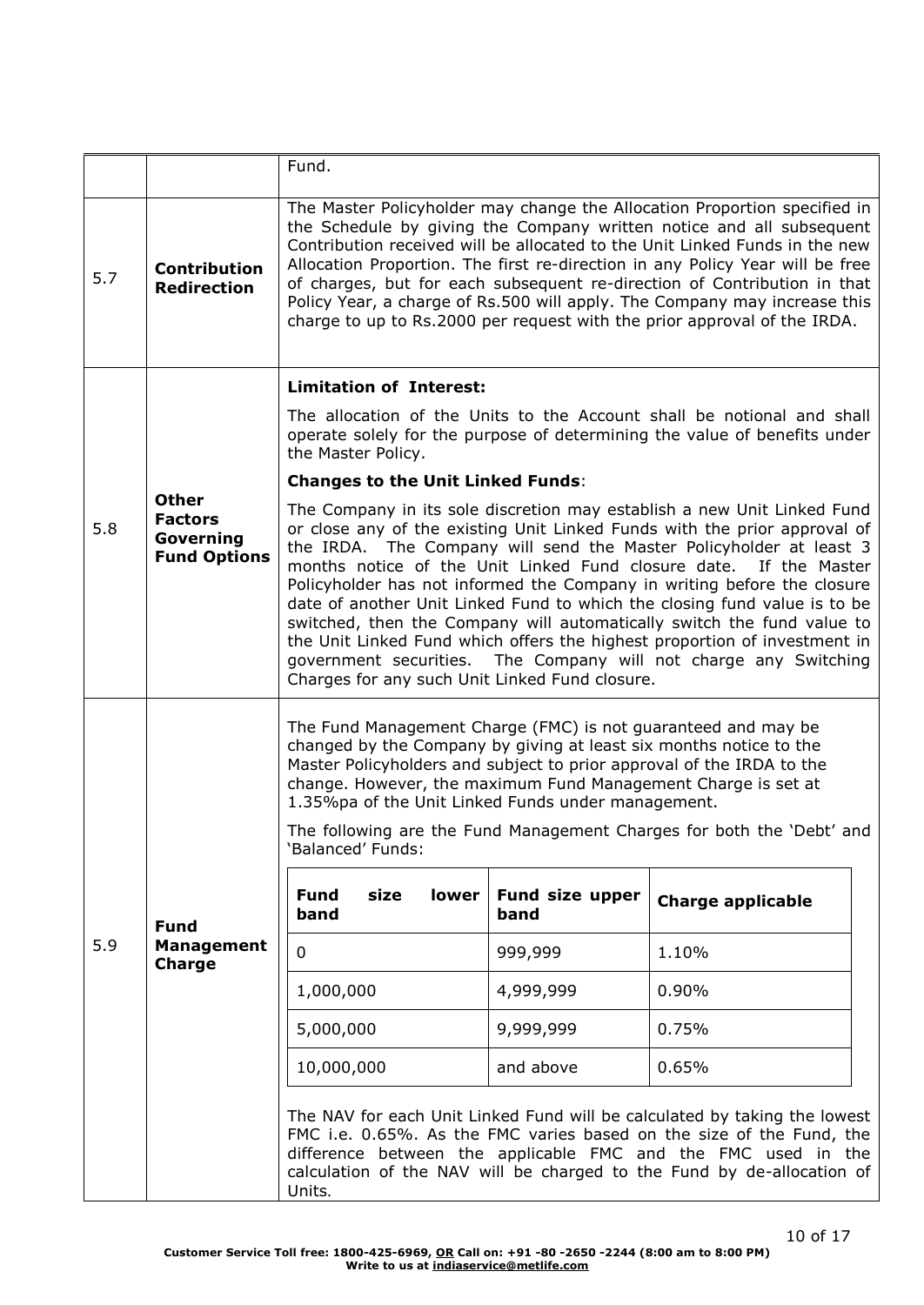| | | |
|---|---|---|
| | | Fund. |
| 5.7 | **Contribution Redirection** | The Master Policyholder may change the Allocation Proportion specified in the Schedule by giving the Company written notice and all subsequent Contribution received will be allocated to the Unit Linked Funds in the new Allocation Proportion. The first re-direction in any Policy Year will be free of charges, but for each subsequent re-direction of Contribution in that Policy Year, a charge of Rs.500 will apply. The Company may increase this charge to up to Rs.2000 per request with the prior approval of the IRDA. |
| 5.8 | **Other Factors Governing Fund Options** | **Limitation of Interest:** <br><br> The allocation of the Units to the Account shall be notional and shall operate solely for the purpose of determining the value of benefits under the Master Policy. <br><br> **Changes to the Unit Linked Funds**: <br><br> The Company in its sole discretion may establish a new Unit Linked Fund or close any of the existing Unit Linked Funds with the prior approval of the IRDA. The Company will send the Master Policyholder at least 3 months notice of the Unit Linked Fund closure date. If the Master Policyholder has not informed the Company in writing before the closure date of another Unit Linked Fund to which the closing fund value is to be switched, then the Company will automatically switch the fund value to the Unit Linked Fund which offers the highest proportion of investment in government securities. The Company will not charge any Switching Charges for any such Unit Linked Fund closure. |
| 5.9 | **Fund Management Charge** | The Fund Management Charge (FMC) is not guaranteed and may be changed by the Company by giving at least six months notice to the Master Policyholders and subject to prior approval of the IRDA to the change. However, the maximum Fund Management Charge is set at 1.35%pa of the Unit Linked Funds under management. <br><br> The following are the Fund Management Charges for both the 'Debt' and 'Balanced' Funds: <br><br> (see table below) <br><br> The NAV for each Unit Linked Fund will be calculated by taking the lowest FMC i.e. 0.65%. As the FMC varies based on the size of the Fund, the difference between the applicable FMC and the FMC used in the calculation of the NAV will be charged to the Fund by de-allocation of Units. |

| Fund size lower band | Fund size upper band | Charge applicable |
|---|---|---|
| 0 | 999,999 | 1.10% |
| 1,000,000 | 4,999,999 | 0.90% |
| 5,000,000 | 9,999,999 | 0.75% |
| 10,000,000 | and above | 0.65% |

Customer Service Toll free: 1800-425-6969, OR Call on: +91 -80 -2650 -2244 (8:00 am to 8:00 PM)
Write to us at indiaservice@metlife.com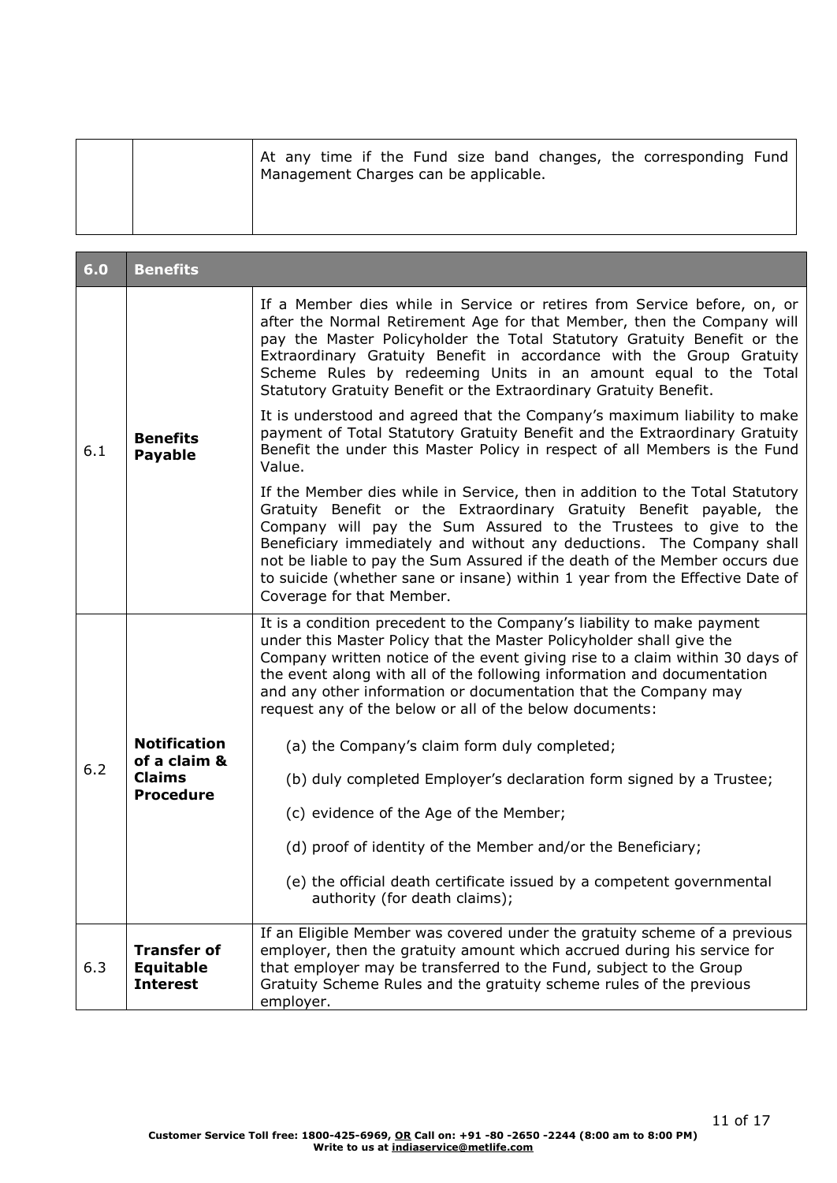| | | |
|---|---|---|
| | | At any time if the Fund size band changes, the corresponding Fund Management Charges can be applicable. |

| **6.0** | **Benefits** | |
|---|---|---|
| 6.1 | **Benefits Payable** | If a Member dies while in Service or retires from Service before, on, or after the Normal Retirement Age for that Member, then the Company will pay the Master Policyholder the Total Statutory Gratuity Benefit or the Extraordinary Gratuity Benefit in accordance with the Group Gratuity Scheme Rules by redeeming Units in an amount equal to the Total Statutory Gratuity Benefit or the Extraordinary Gratuity Benefit.<br><br>It is understood and agreed that the Company's maximum liability to make payment of Total Statutory Gratuity Benefit and the Extraordinary Gratuity Benefit the under this Master Policy in respect of all Members is the Fund Value.<br><br>If the Member dies while in Service, then in addition to the Total Statutory Gratuity Benefit or the Extraordinary Gratuity Benefit payable, the Company will pay the Sum Assured to the Trustees to give to the Beneficiary immediately and without any deductions. The Company shall not be liable to pay the Sum Assured if the death of the Member occurs due to suicide (whether sane or insane) within 1 year from the Effective Date of Coverage for that Member. |
| 6.2 | **Notification of a claim & Claims Procedure** | It is a condition precedent to the Company's liability to make payment under this Master Policy that the Master Policyholder shall give the Company written notice of the event giving rise to a claim within 30 days of the event along with all of the following information and documentation and any other information or documentation that the Company may request any of the below or all of the below documents:<br><br>(a) the Company's claim form duly completed;<br><br>(b) duly completed Employer's declaration form signed by a Trustee;<br><br>(c) evidence of the Age of the Member;<br><br>(d) proof of identity of the Member and/or the Beneficiary;<br><br>(e) the official death certificate issued by a competent governmental authority (for death claims); |
| 6.3 | **Transfer of Equitable Interest** | If an Eligible Member was covered under the gratuity scheme of a previous employer, then the gratuity amount which accrued during his service for that employer may be transferred to the Fund, subject to the Group Gratuity Scheme Rules and the gratuity scheme rules of the previous employer. |

**Customer Service Toll free: 1800-425-6969, OR Call on: +91 -80 -2650 -2244 (8:00 am to 8:00 PM)**
**Write to us at indiaservice@metlife.com**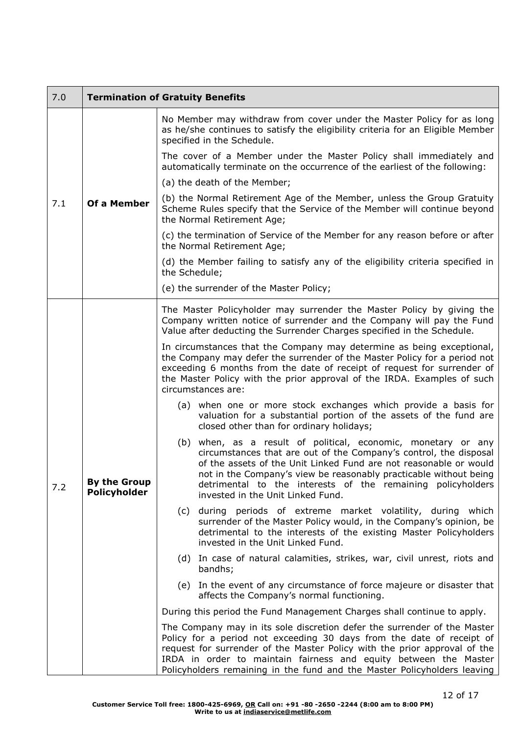| 7.0 | **Termination of Gratuity Benefits** | |
|---|---|---|
| 7.1 | **Of a Member** | No Member may withdraw from cover under the Master Policy for as long as he/she continues to satisfy the eligibility criteria for an Eligible Member specified in the Schedule.<br><br>The cover of a Member under the Master Policy shall immediately and automatically terminate on the occurrence of the earliest of the following:<br><br>(a) the death of the Member;<br><br>(b) the Normal Retirement Age of the Member, unless the Group Gratuity Scheme Rules specify that the Service of the Member will continue beyond the Normal Retirement Age;<br><br>(c) the termination of Service of the Member for any reason before or after the Normal Retirement Age;<br><br>(d) the Member failing to satisfy any of the eligibility criteria specified in the Schedule;<br><br>(e) the surrender of the Master Policy; |
| 7.2 | **By the Group Policyholder** | The Master Policyholder may surrender the Master Policy by giving the Company written notice of surrender and the Company will pay the Fund Value after deducting the Surrender Charges specified in the Schedule.<br><br>In circumstances that the Company may determine as being exceptional, the Company may defer the surrender of the Master Policy for a period not exceeding 6 months from the date of receipt of request for surrender of the Master Policy with the prior approval of the IRDA. Examples of such circumstances are:<br><br>(a) when one or more stock exchanges which provide a basis for valuation for a substantial portion of the assets of the fund are closed other than for ordinary holidays;<br><br>(b) when, as a result of political, economic, monetary or any circumstances that are out of the Company's control, the disposal of the assets of the Unit Linked Fund are not reasonable or would not in the Company's view be reasonably practicable without being detrimental to the interests of the remaining policyholders invested in the Unit Linked Fund.<br><br>(c) during periods of extreme market volatility, during which surrender of the Master Policy would, in the Company's opinion, be detrimental to the interests of the existing Master Policyholders invested in the Unit Linked Fund.<br><br>(d) In case of natural calamities, strikes, war, civil unrest, riots and bandhs;<br><br>(e) In the event of any circumstance of force majeure or disaster that affects the Company's normal functioning.<br><br>During this period the Fund Management Charges shall continue to apply.<br><br>The Company may in its sole discretion defer the surrender of the Master Policy for a period not exceeding 30 days from the date of receipt of request for surrender of the Master Policy with the prior approval of the IRDA in order to maintain fairness and equity between the Master Policyholders remaining in the fund and the Master Policyholders leaving |

**Customer Service Toll free: 1800-425-6969, OR Call on: +91 -80 -2650 -2244 (8:00 am to 8:00 PM)**
**Write to us at indiaservice@metlife.com**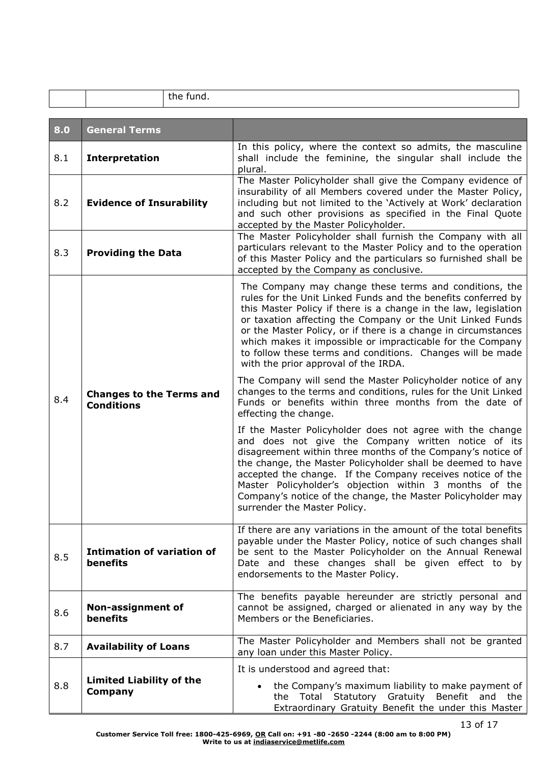| | | the fund. |
|---|---|---|

| 8.0 | General Terms | |
|---|---|---|
| 8.1 | **Interpretation** | In this policy, where the context so admits, the masculine shall include the feminine, the singular shall include the plural. |
| 8.2 | **Evidence of Insurability** | The Master Policyholder shall give the Company evidence of insurability of all Members covered under the Master Policy, including but not limited to the 'Actively at Work' declaration and such other provisions as specified in the Final Quote accepted by the Master Policyholder. |
| 8.3 | **Providing the Data** | The Master Policyholder shall furnish the Company with all particulars relevant to the Master Policy and to the operation of this Master Policy and the particulars so furnished shall be accepted by the Company as conclusive. |
| 8.4 | **Changes to the Terms and Conditions** | The Company may change these terms and conditions, the rules for the Unit Linked Funds and the benefits conferred by this Master Policy if there is a change in the law, legislation or taxation affecting the Company or the Unit Linked Funds or the Master Policy, or if there is a change in circumstances which makes it impossible or impracticable for the Company to follow these terms and conditions. Changes will be made with the prior approval of the IRDA.<br><br>The Company will send the Master Policyholder notice of any changes to the terms and conditions, rules for the Unit Linked Funds or benefits within three months from the date of effecting the change.<br><br>If the Master Policyholder does not agree with the change and does not give the Company written notice of its disagreement within three months of the Company's notice of the change, the Master Policyholder shall be deemed to have accepted the change. If the Company receives notice of the Master Policyholder's objection within 3 months of the Company's notice of the change, the Master Policyholder may surrender the Master Policy. |
| 8.5 | **Intimation of variation of benefits** | If there are any variations in the amount of the total benefits payable under the Master Policy, notice of such changes shall be sent to the Master Policyholder on the Annual Renewal Date and these changes shall be given effect to by endorsements to the Master Policy. |
| 8.6 | **Non-assignment of benefits** | The benefits payable hereunder are strictly personal and cannot be assigned, charged or alienated in any way by the Members or the Beneficiaries. |
| 8.7 | **Availability of Loans** | The Master Policyholder and Members shall not be granted any loan under this Master Policy. |
| 8.8 | **Limited Liability of the Company** | It is understood and agreed that:<br><br>• the Company's maximum liability to make payment of the Total Statutory Gratuity Benefit and the Extraordinary Gratuity Benefit the under this Master |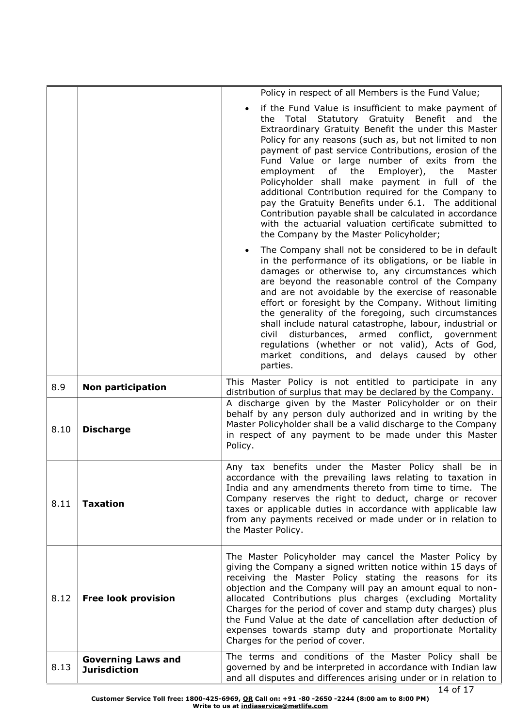| | | |
|---|---|---|
| | | Policy in respect of all Members is the Fund Value;<br>• if the Fund Value is insufficient to make payment of the Total Statutory Gratuity Benefit and the Extraordinary Gratuity Benefit the under this Master Policy for any reasons (such as, but not limited to non payment of past service Contributions, erosion of the Fund Value or large number of exits from the employment of the Employer), the Master Policyholder shall make payment in full of the additional Contribution required for the Company to pay the Gratuity Benefits under 6.1. The additional Contribution payable shall be calculated in accordance with the actuarial valuation certificate submitted to the Company by the Master Policyholder;<br>• The Company shall not be considered to be in default in the performance of its obligations, or be liable in damages or otherwise to, any circumstances which are beyond the reasonable control of the Company and are not avoidable by the exercise of reasonable effort or foresight by the Company. Without limiting the generality of the foregoing, such circumstances shall include natural catastrophe, labour, industrial or civil disturbances, armed conflict, government regulations (whether or not valid), Acts of God, market conditions, and delays caused by other parties. |
| 8.9 | **Non participation** | This Master Policy is not entitled to participate in any distribution of surplus that may be declared by the Company. |
| 8.10 | **Discharge** | A discharge given by the Master Policyholder or on their behalf by any person duly authorized and in writing by the Master Policyholder shall be a valid discharge to the Company in respect of any payment to be made under this Master Policy. |
| 8.11 | **Taxation** | Any tax benefits under the Master Policy shall be in accordance with the prevailing laws relating to taxation in India and any amendments thereto from time to time. The Company reserves the right to deduct, charge or recover taxes or applicable duties in accordance with applicable law from any payments received or made under or in relation to the Master Policy. |
| 8.12 | **Free look provision** | The Master Policyholder may cancel the Master Policy by giving the Company a signed written notice within 15 days of receiving the Master Policy stating the reasons for its objection and the Company will pay an amount equal to non-allocated Contributions plus charges (excluding Mortality Charges for the period of cover and stamp duty charges) plus the Fund Value at the date of cancellation after deduction of expenses towards stamp duty and proportionate Mortality Charges for the period of cover. |
| 8.13 | **Governing Laws and Jurisdiction** | The terms and conditions of the Master Policy shall be governed by and be interpreted in accordance with Indian law and all disputes and differences arising under or in relation to |

**Customer Service Toll free: 1800-425-6969, OR Call on: +91 -80 -2650 -2244 (8:00 am to 8:00 PM)**
**Write to us at indiaservice@metlife.com**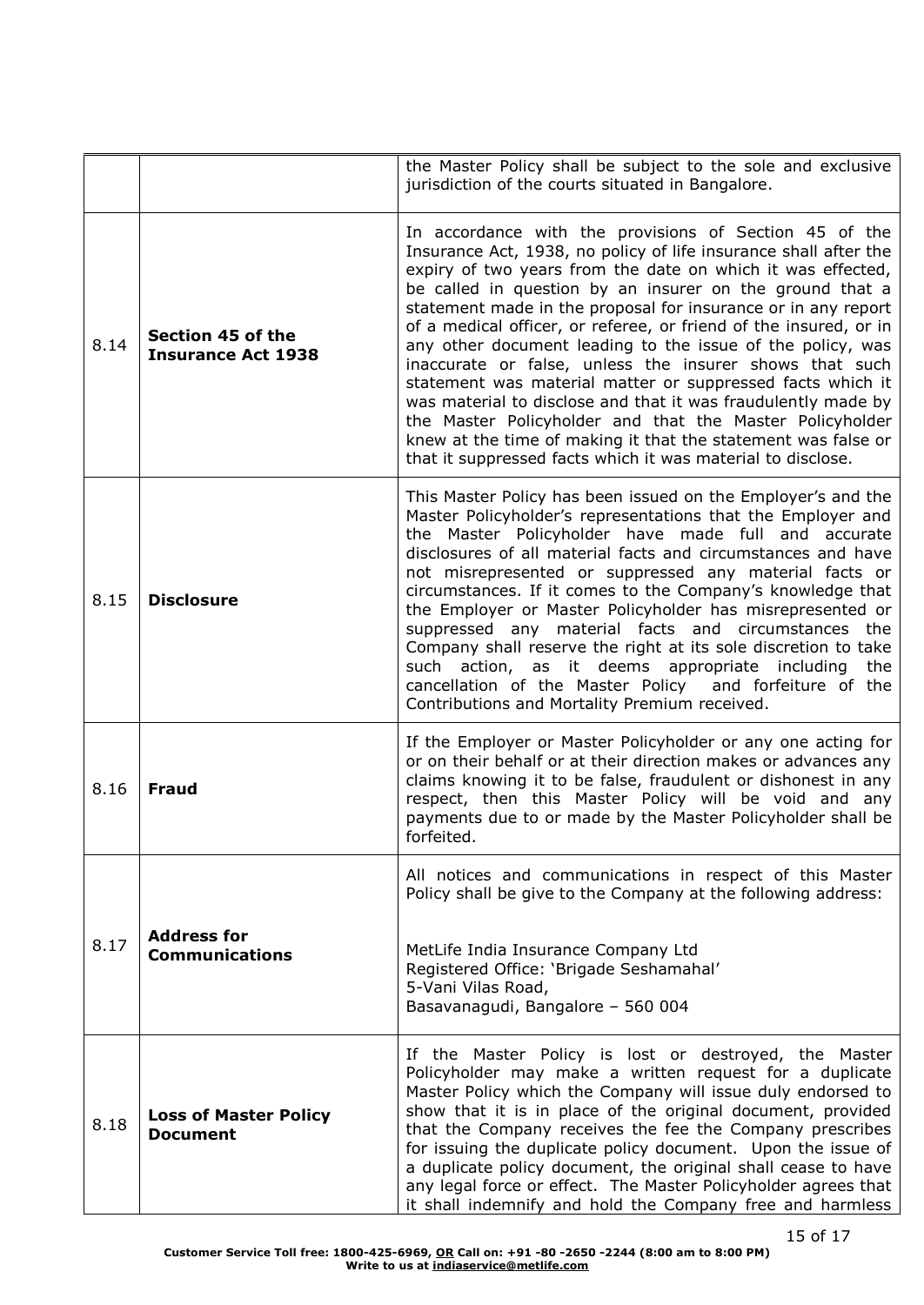| | | |
|---|---|---|
| | | the Master Policy shall be subject to the sole and exclusive jurisdiction of the courts situated in Bangalore. |
| 8.14 | **Section 45 of the Insurance Act 1938** | In accordance with the provisions of Section 45 of the Insurance Act, 1938, no policy of life insurance shall after the expiry of two years from the date on which it was effected, be called in question by an insurer on the ground that a statement made in the proposal for insurance or in any report of a medical officer, or referee, or friend of the insured, or in any other document leading to the issue of the policy, was inaccurate or false, unless the insurer shows that such statement was material matter or suppressed facts which it was material to disclose and that it was fraudulently made by the Master Policyholder and that the Master Policyholder knew at the time of making it that the statement was false or that it suppressed facts which it was material to disclose. |
| 8.15 | **Disclosure** | This Master Policy has been issued on the Employer's and the Master Policyholder's representations that the Employer and the Master Policyholder have made full and accurate disclosures of all material facts and circumstances and have not misrepresented or suppressed any material facts or circumstances. If it comes to the Company's knowledge that the Employer or Master Policyholder has misrepresented or suppressed any material facts and circumstances the Company shall reserve the right at its sole discretion to take such action, as it deems appropriate including the cancellation of the Master Policy and forfeiture of the Contributions and Mortality Premium received. |
| 8.16 | **Fraud** | If the Employer or Master Policyholder or any one acting for or on their behalf or at their direction makes or advances any claims knowing it to be false, fraudulent or dishonest in any respect, then this Master Policy will be void and any payments due to or made by the Master Policyholder shall be forfeited. |
| 8.17 | **Address for Communications** | All notices and communications in respect of this Master Policy shall be give to the Company at the following address:<br><br>MetLife India Insurance Company Ltd<br>Registered Office: 'Brigade Seshamahal'<br>5-Vani Vilas Road,<br>Basavanagudi, Bangalore – 560 004 |
| 8.18 | **Loss of Master Policy Document** | If the Master Policy is lost or destroyed, the Master Policyholder may make a written request for a duplicate Master Policy which the Company will issue duly endorsed to show that it is in place of the original document, provided that the Company receives the fee the Company prescribes for issuing the duplicate policy document. Upon the issue of a duplicate policy document, the original shall cease to have any legal force or effect. The Master Policyholder agrees that it shall indemnify and hold the Company free and harmless |

Customer Service Toll free: 1800-425-6969, OR Call on: +91 -80 -2650 -2244 (8:00 am to 8:00 PM)
Write to us at indiaservice@metlife.com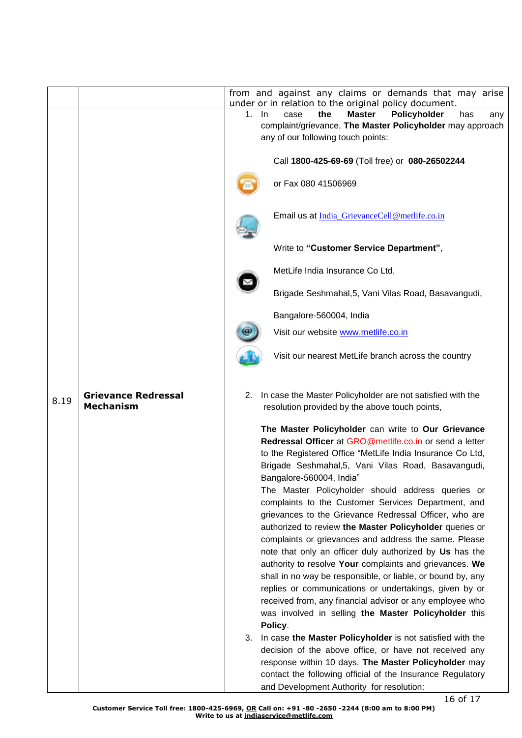| | | from and against any claims or demands that may arise under or in relation to the original policy document. |
|---|---|---|
| 8.19 | **Grievance Redressal Mechanism** | 1. In case **the Master Policyholder** has any complaint/grievance, **The Master Policyholder** may approach any of our following touch points:<br><br>Call **1800-425-69-69** (Toll free) or **080-26502244**<br><br>or Fax 080 41506969<br><br>Email us at India_GrievanceCell@metlife.co.in<br><br>Write to **"Customer Service Department"**,<br><br>MetLife India Insurance Co Ltd,<br><br>Brigade Seshmahal,5, Vani Vilas Road, Basavangudi,<br><br>Bangalore-560004, India<br><br>Visit our website www.metlife.co.in<br><br>Visit our nearest MetLife branch across the country<br><br>2. In case the Master Policyholder are not satisfied with the resolution provided by the above touch points,<br><br>**The Master Policyholder** can write to **Our Grievance Redressal Officer** at GRO@metlife.co.in or send a letter to the Registered Office "MetLife India Insurance Co Ltd, Brigade Seshmahal,5, Vani Vilas Road, Basavangudi, Bangalore-560004, India"<br>The Master Policyholder should address queries or complaints to the Customer Services Department, and grievances to the Grievance Redressal Officer, who are authorized to review **the Master Policyholder** queries or complaints or grievances and address the same. Please note that only an officer duly authorized by **Us** has the authority to resolve **Your** complaints and grievances. **We** shall in no way be responsible, or liable, or bound by, any replies or communications or undertakings, given by or received from, any financial advisor or any employee who was involved in selling **the Master Policyholder** this **Policy**.<br>3. In case **the Master Policyholder** is not satisfied with the decision of the above office, or have not received any response within 10 days, **The Master Policyholder** may contact the following official of the Insurance Regulatory and Development Authority for resolution: |

**Customer Service Toll free: 1800-425-6969, OR Call on: +91 -80 -2650 -2244 (8:00 am to 8:00 PM)**
**Write to us at indiaservice@metlife.com**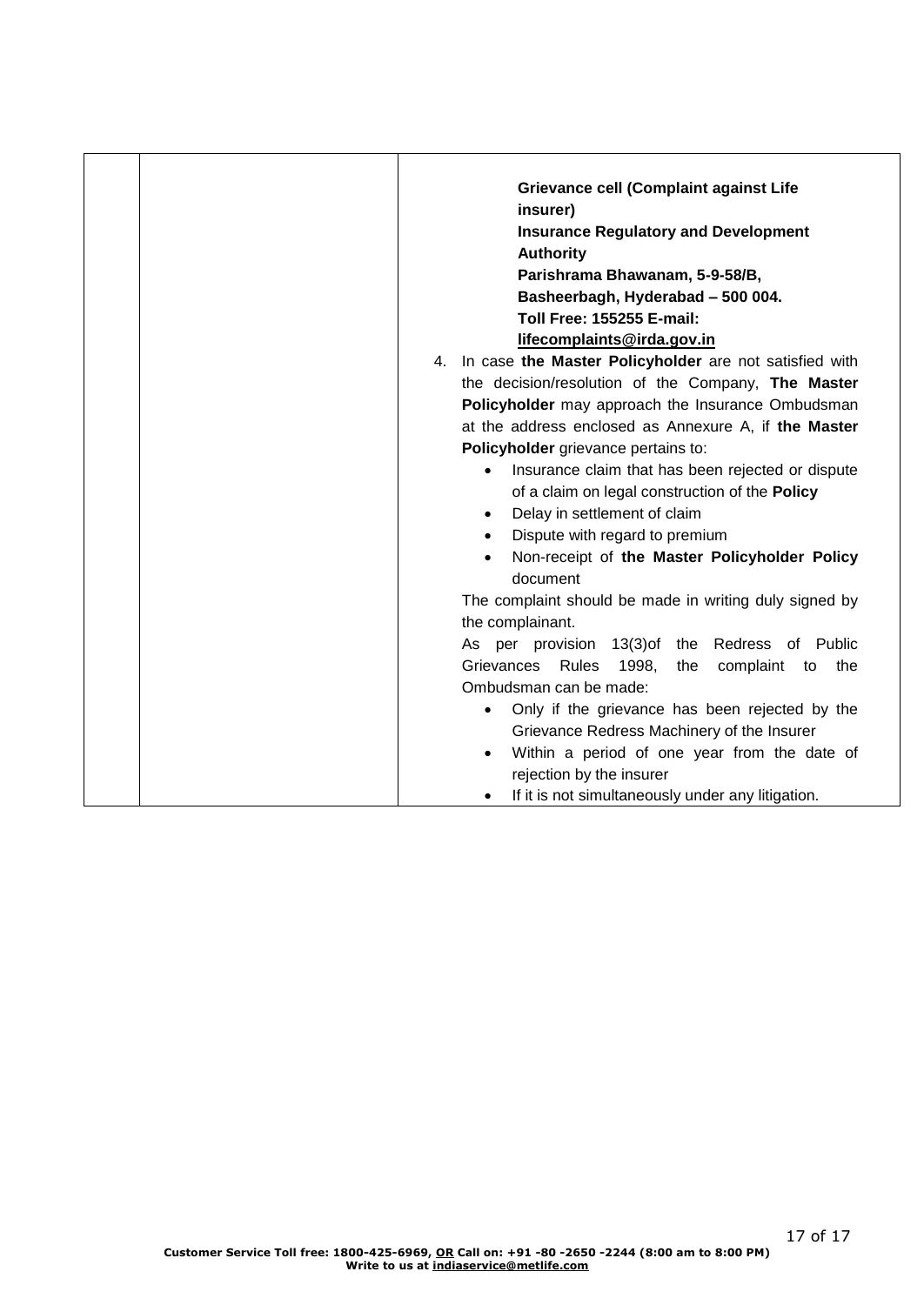| | | |
|---|---|---|
| | | **Grievance cell (Complaint against Life insurer)**<br>**Insurance Regulatory and Development Authority**<br>**Parishrama Bhawanam, 5-9-58/B,**<br>**Basheerbagh, Hyderabad – 500 004.**<br>**Toll Free: 155255 E-mail:**<br>**lifecomplaints@irda.gov.in**<br>4. In case **the Master Policyholder** are not satisfied with the decision/resolution of the Company, **The Master Policyholder** may approach the Insurance Ombudsman at the address enclosed as Annexure A, if **the Master Policyholder** grievance pertains to:<br>• Insurance claim that has been rejected or dispute of a claim on legal construction of the **Policy**<br>• Delay in settlement of claim<br>• Dispute with regard to premium<br>• Non-receipt of **the Master Policyholder Policy** document<br>The complaint should be made in writing duly signed by the complainant.<br>As per provision 13(3)of the Redress of Public Grievances Rules 1998, the complaint to the Ombudsman can be made:<br>• Only if the grievance has been rejected by the Grievance Redress Machinery of the Insurer<br>• Within a period of one year from the date of rejection by the insurer<br>• If it is not simultaneously under any litigation. |

**Customer Service Toll free: 1800-425-6969, OR Call on: +91 -80 -2650 -2244 (8:00 am to 8:00 PM)**
**Write to us at indiaservice@metlife.com**